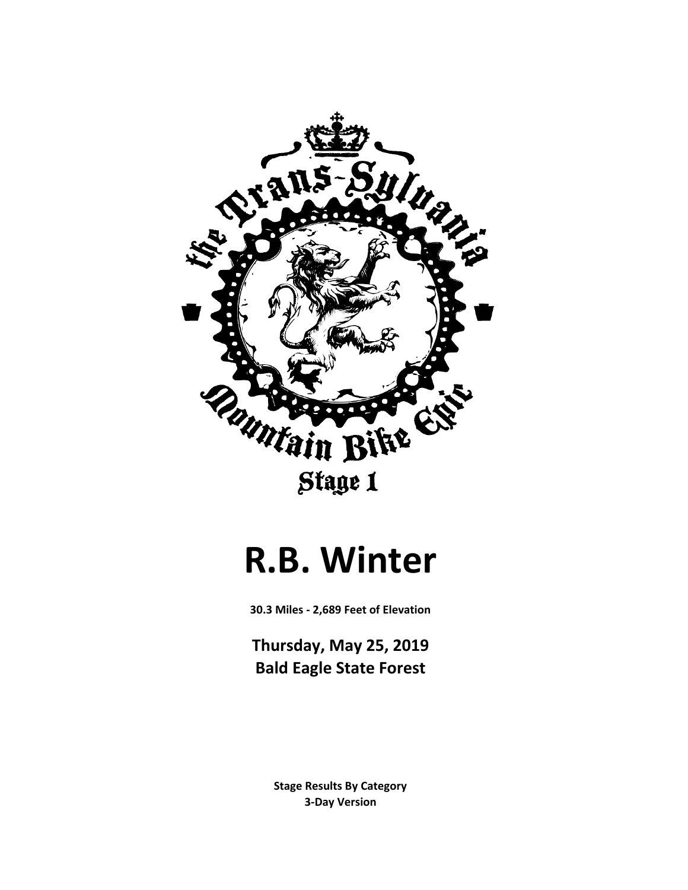the Trans-Sylvania Mountain Bike Epic

Stage 1

# R.B. Winter

**30.3 Miles - 2,689 Feet of Elevation**

## Thursday, May 25, 2019
## Bald Eagle State Forest

**Stage Results By Category**
**3-Day Version**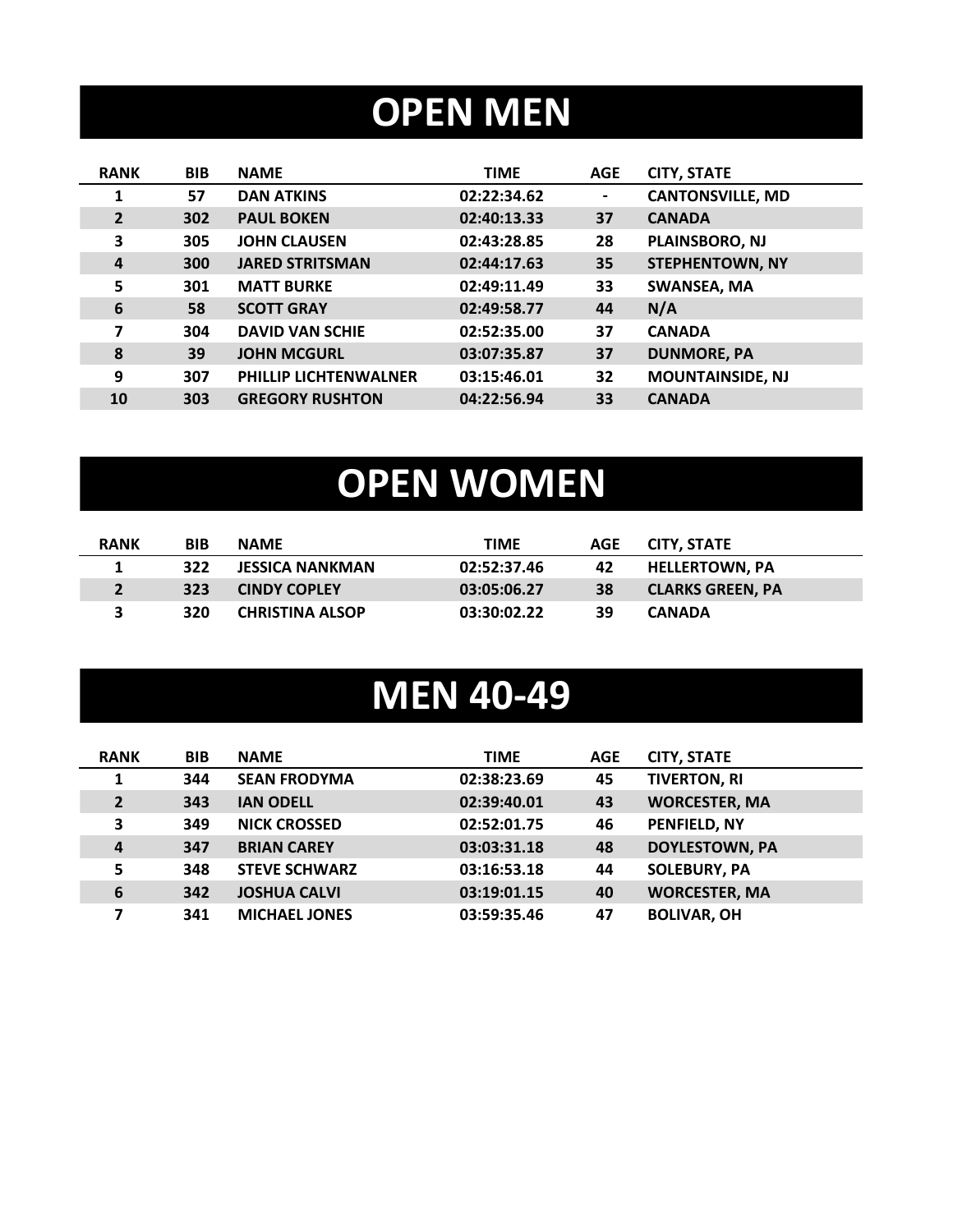# OPEN MEN

| RANK | BIB | NAME | TIME | AGE | CITY, STATE |
|---|---|---|---|---|---|
| 1 | 57 | DAN ATKINS | 02:22:34.62 | - | CANTONSVILLE, MD |
| 2 | 302 | PAUL BOKEN | 02:40:13.33 | 37 | CANADA |
| 3 | 305 | JOHN CLAUSEN | 02:43:28.85 | 28 | PLAINSBORO, NJ |
| 4 | 300 | JARED STRITSMAN | 02:44:17.63 | 35 | STEPHENTOWN, NY |
| 5 | 301 | MATT BURKE | 02:49:11.49 | 33 | SWANSEA, MA |
| 6 | 58 | SCOTT GRAY | 02:49:58.77 | 44 | N/A |
| 7 | 304 | DAVID VAN SCHIE | 02:52:35.00 | 37 | CANADA |
| 8 | 39 | JOHN MCGURL | 03:07:35.87 | 37 | DUNMORE, PA |
| 9 | 307 | PHILLIP LICHTENWALNER | 03:15:46.01 | 32 | MOUNTAINSIDE, NJ |
| 10 | 303 | GREGORY RUSHTON | 04:22:56.94 | 33 | CANADA |

# OPEN WOMEN

| RANK | BIB | NAME | TIME | AGE | CITY, STATE |
|---|---|---|---|---|---|
| 1 | 322 | JESSICA NANKMAN | 02:52:37.46 | 42 | HELLERTOWN, PA |
| 2 | 323 | CINDY COPLEY | 03:05:06.27 | 38 | CLARKS GREEN, PA |
| 3 | 320 | CHRISTINA ALSOP | 03:30:02.22 | 39 | CANADA |

# MEN 40-49

| RANK | BIB | NAME | TIME | AGE | CITY, STATE |
|---|---|---|---|---|---|
| 1 | 344 | SEAN FRODYMA | 02:38:23.69 | 45 | TIVERTON, RI |
| 2 | 343 | IAN ODELL | 02:39:40.01 | 43 | WORCESTER, MA |
| 3 | 349 | NICK CROSSED | 02:52:01.75 | 46 | PENFIELD, NY |
| 4 | 347 | BRIAN CAREY | 03:03:31.18 | 48 | DOYLESTOWN, PA |
| 5 | 348 | STEVE SCHWARZ | 03:16:53.18 | 44 | SOLEBURY, PA |
| 6 | 342 | JOSHUA CALVI | 03:19:01.15 | 40 | WORCESTER, MA |
| 7 | 341 | MICHAEL JONES | 03:59:35.46 | 47 | BOLIVAR, OH |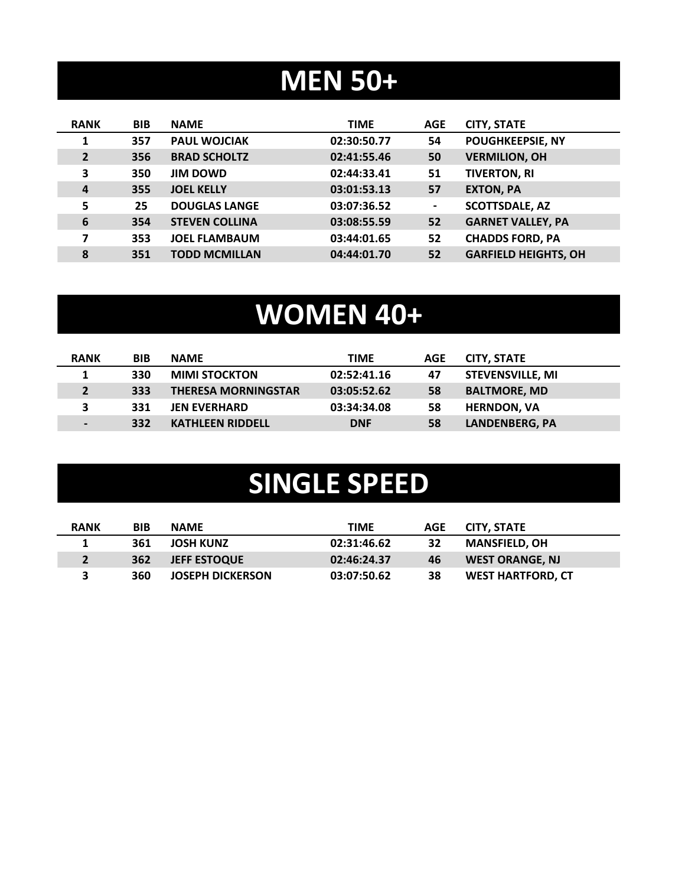# MEN 50+

| RANK | BIB | NAME | TIME | AGE | CITY, STATE |
|---|---|---|---|---|---|
| 1 | 357 | PAUL WOJCIAK | 02:30:50.77 | 54 | POUGHKEEPSIE, NY |
| 2 | 356 | BRAD SCHOLTZ | 02:41:55.46 | 50 | VERMILION, OH |
| 3 | 350 | JIM DOWD | 02:44:33.41 | 51 | TIVERTON, RI |
| 4 | 355 | JOEL KELLY | 03:01:53.13 | 57 | EXTON, PA |
| 5 | 25 | DOUGLAS LANGE | 03:07:36.52 | - | SCOTTSDALE, AZ |
| 6 | 354 | STEVEN COLLINA | 03:08:55.59 | 52 | GARNET VALLEY, PA |
| 7 | 353 | JOEL FLAMBAUM | 03:44:01.65 | 52 | CHADDS FORD, PA |
| 8 | 351 | TODD MCMILLAN | 04:44:01.70 | 52 | GARFIELD HEIGHTS, OH |

# WOMEN 40+

| RANK | BIB | NAME | TIME | AGE | CITY, STATE |
|---|---|---|---|---|---|
| 1 | 330 | MIMI STOCKTON | 02:52:41.16 | 47 | STEVENSVILLE, MI |
| 2 | 333 | THERESA MORNINGSTAR | 03:05:52.62 | 58 | BALTMORE, MD |
| 3 | 331 | JEN EVERHARD | 03:34:34.08 | 58 | HERNDON, VA |
| - | 332 | KATHLEEN RIDDELL | DNF | 58 | LANDENBERG, PA |

# SINGLE SPEED

| RANK | BIB | NAME | TIME | AGE | CITY, STATE |
|---|---|---|---|---|---|
| 1 | 361 | JOSH KUNZ | 02:31:46.62 | 32 | MANSFIELD, OH |
| 2 | 362 | JEFF ESTOQUE | 02:46:24.37 | 46 | WEST ORANGE, NJ |
| 3 | 360 | JOSEPH DICKERSON | 03:07:50.62 | 38 | WEST HARTFORD, CT |